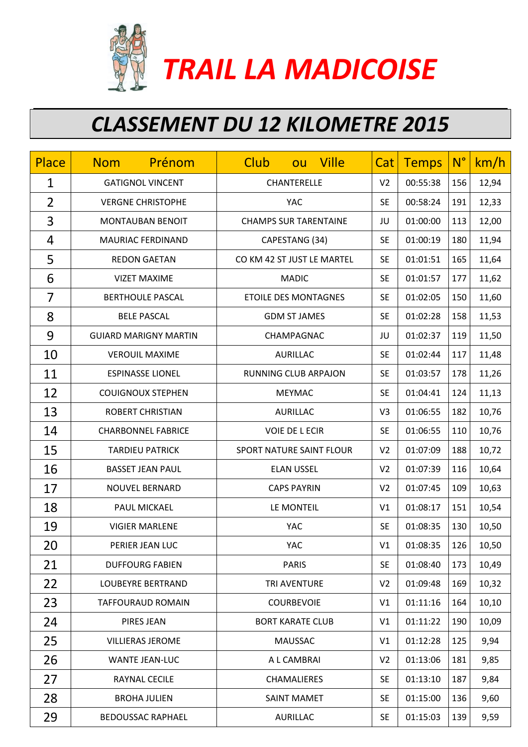# TRAIL LA MADICOISE

## CLASSEMENT DU 12 KILOMETRE 2015

| Place | Nom Prénom | Club ou Ville | Cat | Temps | N° | km/h |
|---|---|---|---|---|---|---|
| 1 | GATIGNOL VINCENT | CHANTERELLE | V2 | 00:55:38 | 156 | 12,94 |
| 2 | VERGNE CHRISTOPHE | YAC | SE | 00:58:24 | 191 | 12,33 |
| 3 | MONTAUBAN BENOIT | CHAMPS SUR TARENTAINE | JU | 01:00:00 | 113 | 12,00 |
| 4 | MAURIAC FERDINAND | CAPESTANG (34) | SE | 01:00:19 | 180 | 11,94 |
| 5 | REDON GAETAN | CO KM 42 ST JUST LE MARTEL | SE | 01:01:51 | 165 | 11,64 |
| 6 | VIZET MAXIME | MADIC | SE | 01:01:57 | 177 | 11,62 |
| 7 | BERTHOULE PASCAL | ETOILE DES MONTAGNES | SE | 01:02:05 | 150 | 11,60 |
| 8 | BELE PASCAL | GDM ST JAMES | SE | 01:02:28 | 158 | 11,53 |
| 9 | GUIARD MARIGNY MARTIN | CHAMPAGNAC | JU | 01:02:37 | 119 | 11,50 |
| 10 | VEROUIL MAXIME | AURILLAC | SE | 01:02:44 | 117 | 11,48 |
| 11 | ESPINASSE LIONEL | RUNNING CLUB ARPAJON | SE | 01:03:57 | 178 | 11,26 |
| 12 | COUIGNOUX STEPHEN | MEYMAC | SE | 01:04:41 | 124 | 11,13 |
| 13 | ROBERT CHRISTIAN | AURILLAC | V3 | 01:06:55 | 182 | 10,76 |
| 14 | CHARBONNEL FABRICE | VOIE DE L ECIR | SE | 01:06:55 | 110 | 10,76 |
| 15 | TARDIEU PATRICK | SPORT NATURE SAINT FLOUR | V2 | 01:07:09 | 188 | 10,72 |
| 16 | BASSET JEAN PAUL | ELAN USSEL | V2 | 01:07:39 | 116 | 10,64 |
| 17 | NOUVEL BERNARD | CAPS PAYRIN | V2 | 01:07:45 | 109 | 10,63 |
| 18 | PAUL MICKAEL | LE MONTEIL | V1 | 01:08:17 | 151 | 10,54 |
| 19 | VIGIER MARLENE | YAC | SE | 01:08:35 | 130 | 10,50 |
| 20 | PERIER JEAN LUC | YAC | V1 | 01:08:35 | 126 | 10,50 |
| 21 | DUFFOURG FABIEN | PARIS | SE | 01:08:40 | 173 | 10,49 |
| 22 | LOUBEYRE BERTRAND | TRI AVENTURE | V2 | 01:09:48 | 169 | 10,32 |
| 23 | TAFFOURAUD ROMAIN | COURBEVOIE | V1 | 01:11:16 | 164 | 10,10 |
| 24 | PIRES JEAN | BORT KARATE CLUB | V1 | 01:11:22 | 190 | 10,09 |
| 25 | VILLIERAS JEROME | MAUSSAC | V1 | 01:12:28 | 125 | 9,94 |
| 26 | WANTE JEAN-LUC | A L CAMBRAI | V2 | 01:13:06 | 181 | 9,85 |
| 27 | RAYNAL CECILE | CHAMALIERES | SE | 01:13:10 | 187 | 9,84 |
| 28 | BROHA JULIEN | SAINT MAMET | SE | 01:15:00 | 136 | 9,60 |
| 29 | BEDOUSSAC RAPHAEL | AURILLAC | SE | 01:15:03 | 139 | 9,59 |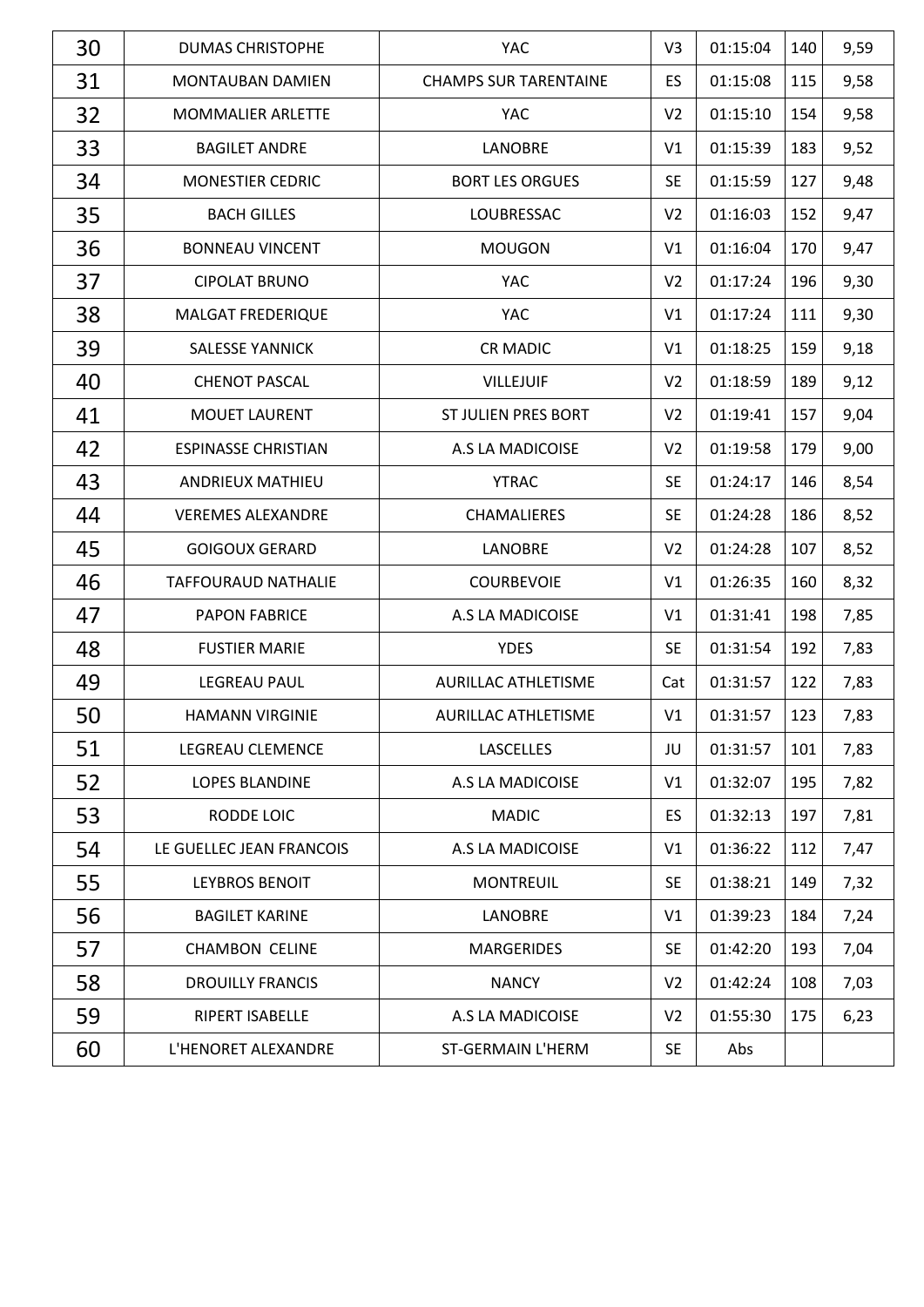| | | | | | | |
|---|---|---|---|---|---|---|
| 30 | DUMAS CHRISTOPHE | YAC | V3 | 01:15:04 | 140 | 9,59 |
| 31 | MONTAUBAN DAMIEN | CHAMPS SUR TARENTAINE | ES | 01:15:08 | 115 | 9,58 |
| 32 | MOMMALIER ARLETTE | YAC | V2 | 01:15:10 | 154 | 9,58 |
| 33 | BAGILET ANDRE | LANOBRE | V1 | 01:15:39 | 183 | 9,52 |
| 34 | MONESTIER CEDRIC | BORT LES ORGUES | SE | 01:15:59 | 127 | 9,48 |
| 35 | BACH GILLES | LOUBRESSAC | V2 | 01:16:03 | 152 | 9,47 |
| 36 | BONNEAU VINCENT | MOUGON | V1 | 01:16:04 | 170 | 9,47 |
| 37 | CIPOLAT BRUNO | YAC | V2 | 01:17:24 | 196 | 9,30 |
| 38 | MALGAT FREDERIQUE | YAC | V1 | 01:17:24 | 111 | 9,30 |
| 39 | SALESSE YANNICK | CR MADIC | V1 | 01:18:25 | 159 | 9,18 |
| 40 | CHENOT PASCAL | VILLEJUIF | V2 | 01:18:59 | 189 | 9,12 |
| 41 | MOUET LAURENT | ST JULIEN PRES BORT | V2 | 01:19:41 | 157 | 9,04 |
| 42 | ESPINASSE CHRISTIAN | A.S LA MADICOISE | V2 | 01:19:58 | 179 | 9,00 |
| 43 | ANDRIEUX MATHIEU | YTRAC | SE | 01:24:17 | 146 | 8,54 |
| 44 | VEREMES ALEXANDRE | CHAMALIERES | SE | 01:24:28 | 186 | 8,52 |
| 45 | GOIGOUX GERARD | LANOBRE | V2 | 01:24:28 | 107 | 8,52 |
| 46 | TAFFOURAUD NATHALIE | COURBEVOIE | V1 | 01:26:35 | 160 | 8,32 |
| 47 | PAPON FABRICE | A.S LA MADICOISE | V1 | 01:31:41 | 198 | 7,85 |
| 48 | FUSTIER MARIE | YDES | SE | 01:31:54 | 192 | 7,83 |
| 49 | LEGREAU PAUL | AURILLAC ATHLETISME | Cat | 01:31:57 | 122 | 7,83 |
| 50 | HAMANN VIRGINIE | AURILLAC ATHLETISME | V1 | 01:31:57 | 123 | 7,83 |
| 51 | LEGREAU CLEMENCE | LASCELLES | JU | 01:31:57 | 101 | 7,83 |
| 52 | LOPES BLANDINE | A.S LA MADICOISE | V1 | 01:32:07 | 195 | 7,82 |
| 53 | RODDE LOIC | MADIC | ES | 01:32:13 | 197 | 7,81 |
| 54 | LE GUELLEC JEAN FRANCOIS | A.S LA MADICOISE | V1 | 01:36:22 | 112 | 7,47 |
| 55 | LEYBROS BENOIT | MONTREUIL | SE | 01:38:21 | 149 | 7,32 |
| 56 | BAGILET KARINE | LANOBRE | V1 | 01:39:23 | 184 | 7,24 |
| 57 | CHAMBON CELINE | MARGERIDES | SE | 01:42:20 | 193 | 7,04 |
| 58 | DROUILLY FRANCIS | NANCY | V2 | 01:42:24 | 108 | 7,03 |
| 59 | RIPERT ISABELLE | A.S LA MADICOISE | V2 | 01:55:30 | 175 | 6,23 |
| 60 | L'HENORET ALEXANDRE | ST-GERMAIN L'HERM | SE | Abs | | |